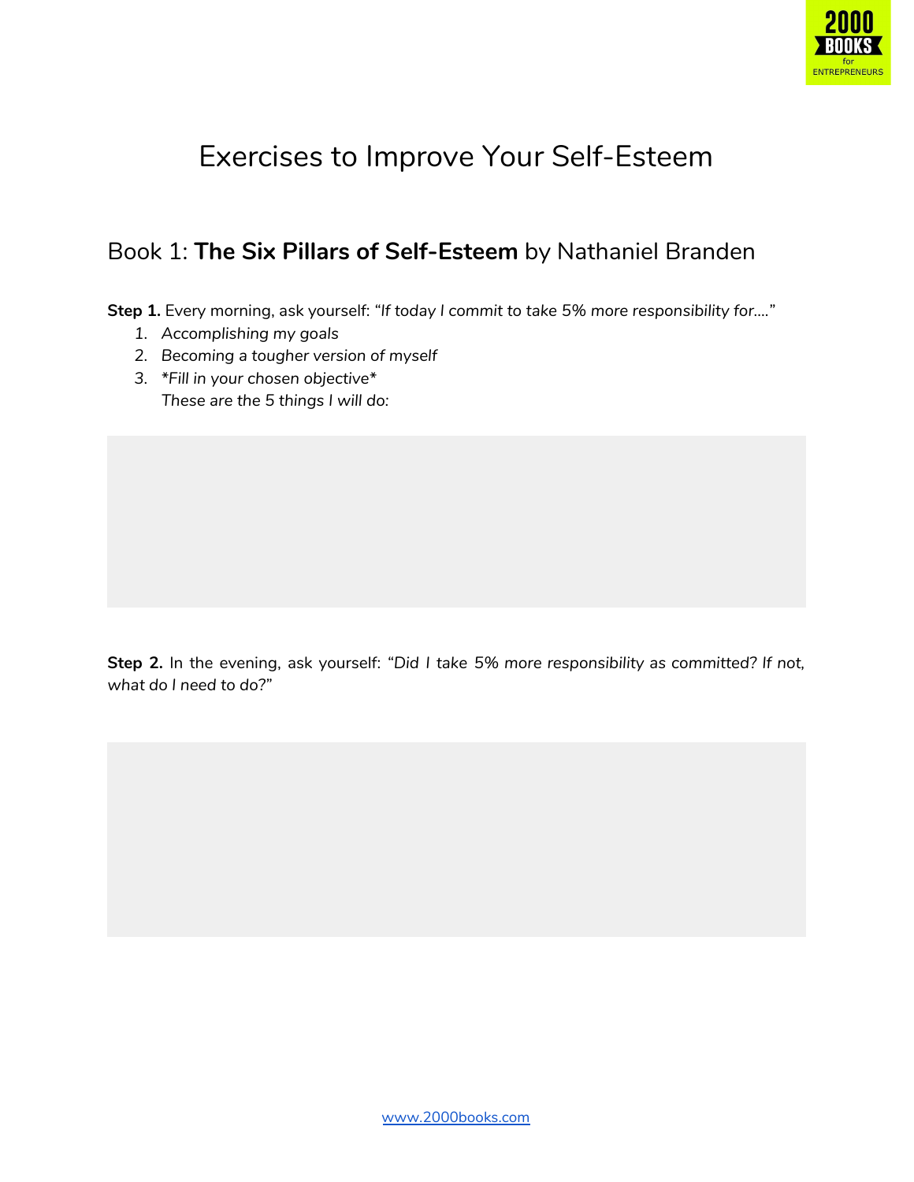# Exercises to Improve Your Self-Esteem

## Book 1: **The Six Pillars of Self-Esteem** by Nathaniel Branden

**Step 1.** Every morning, ask yourself: *"If today I commit to take 5% more responsibility for…."*

1. *Accomplishing my goals*
2. *Becoming a tougher version of myself*
3. *\*Fill in your chosen objective\**
   *These are the 5 things I will do:*

**Step 2.** In the evening, ask yourself: *"Did I take 5% more responsibility as committed? If not, what do I need to do?"*

[www.2000books.com](http://www.2000books.com)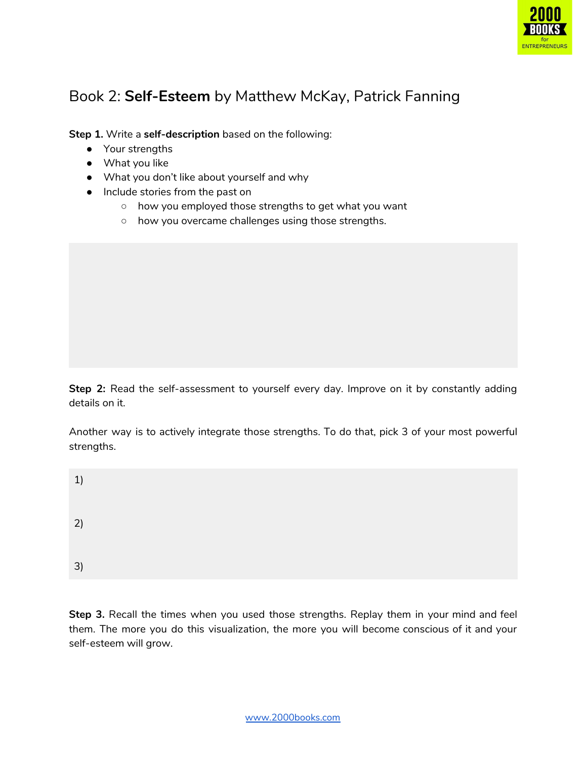# Book 2: **Self-Esteem** by Matthew McKay, Patrick Fanning

**Step 1.** Write a **self-description** based on the following:

- Your strengths
- What you like
- What you don't like about yourself and why
- Include stories from the past on
  - how you employed those strengths to get what you want
  - how you overcame challenges using those strengths.

**Step 2:** Read the self-assessment to yourself every day. Improve on it by constantly adding details on it.

Another way is to actively integrate those strengths. To do that, pick 3 of your most powerful strengths.

1)

2)

3)

**Step 3.** Recall the times when you used those strengths. Replay them in your mind and feel them. The more you do this visualization, the more you will become conscious of it and your self-esteem will grow.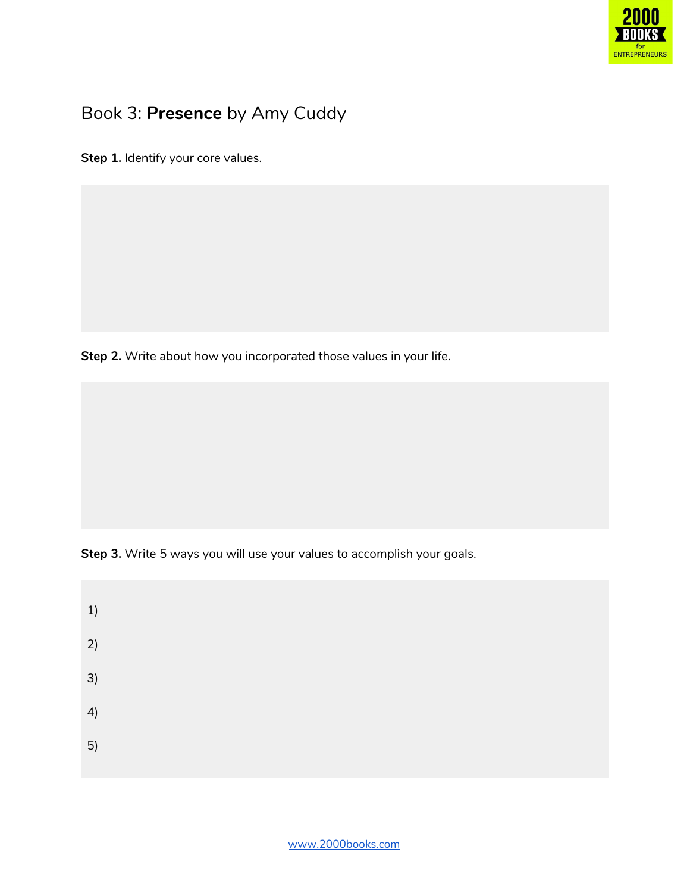# Book 3: **Presence** by Amy Cuddy

**Step 1.** Identify your core values.

**Step 2.** Write about how you incorporated those values in your life.

**Step 3.** Write 5 ways you will use your values to accomplish your goals.

1)

2)

3)

4)

5)

www.2000books.com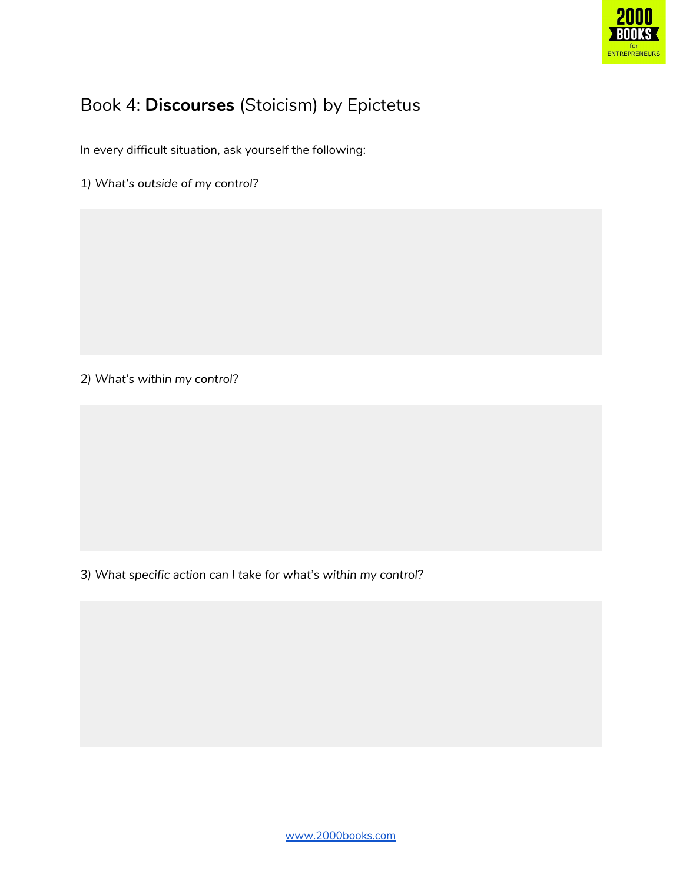# Book 4: **Discourses** (Stoicism) by Epictetus

In every difficult situation, ask yourself the following:

*1) What's outside of my control?*

*2) What's within my control?*

*3) What specific action can I take for what's within my control?*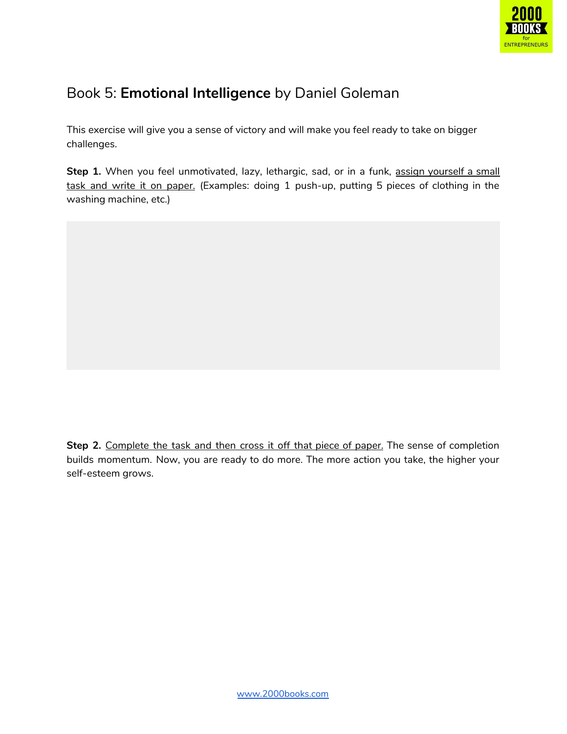# Book 5: **Emotional Intelligence** by Daniel Goleman

This exercise will give you a sense of victory and will make you feel ready to take on bigger challenges.

**Step 1.** When you feel unmotivated, lazy, lethargic, sad, or in a funk, assign yourself a small task and write it on paper. (Examples: doing 1 push-up, putting 5 pieces of clothing in the washing machine, etc.)

**Step 2.** Complete the task and then cross it off that piece of paper. The sense of completion builds momentum. Now, you are ready to do more. The more action you take, the higher your self-esteem grows.

www.2000books.com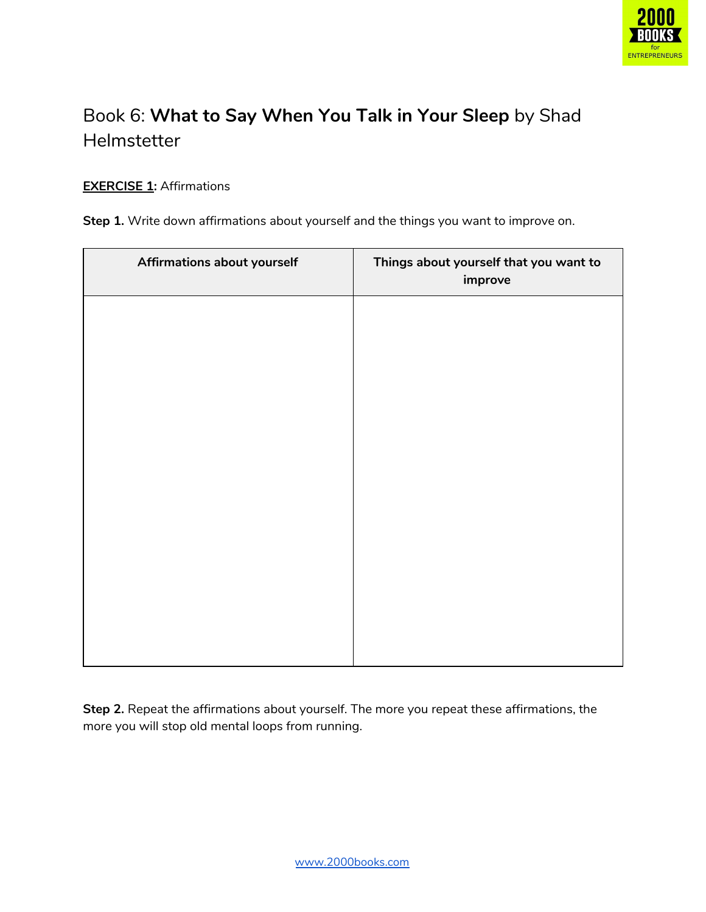# Book 6: **What to Say When You Talk in Your Sleep** by Shad Helmstetter

**EXERCISE 1:** Affirmations

**Step 1.** Write down affirmations about yourself and the things you want to improve on.

| Affirmations about yourself | Things about yourself that you want to improve |
|---|---|
| | |

**Step 2.** Repeat the affirmations about yourself. The more you repeat these affirmations, the more you will stop old mental loops from running.

www.2000books.com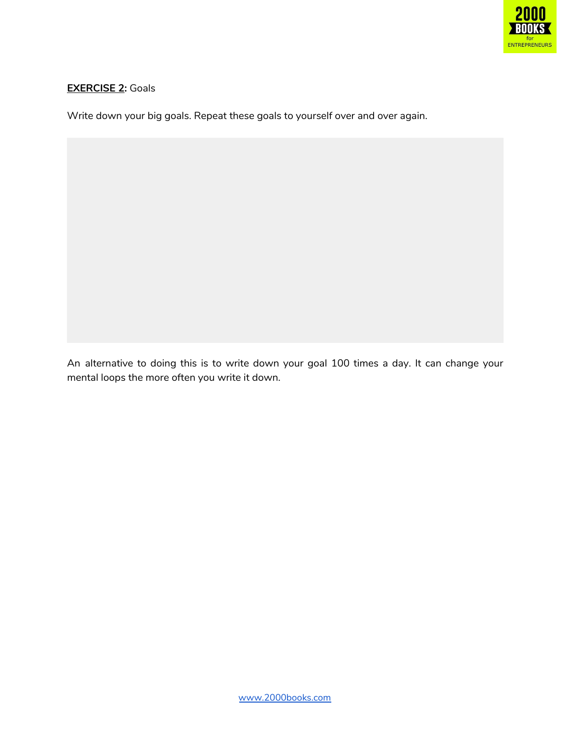**EXERCISE 2:** Goals

Write down your big goals. Repeat these goals to yourself over and over again.

An alternative to doing this is to write down your goal 100 times a day. It can change your mental loops the more often you write it down.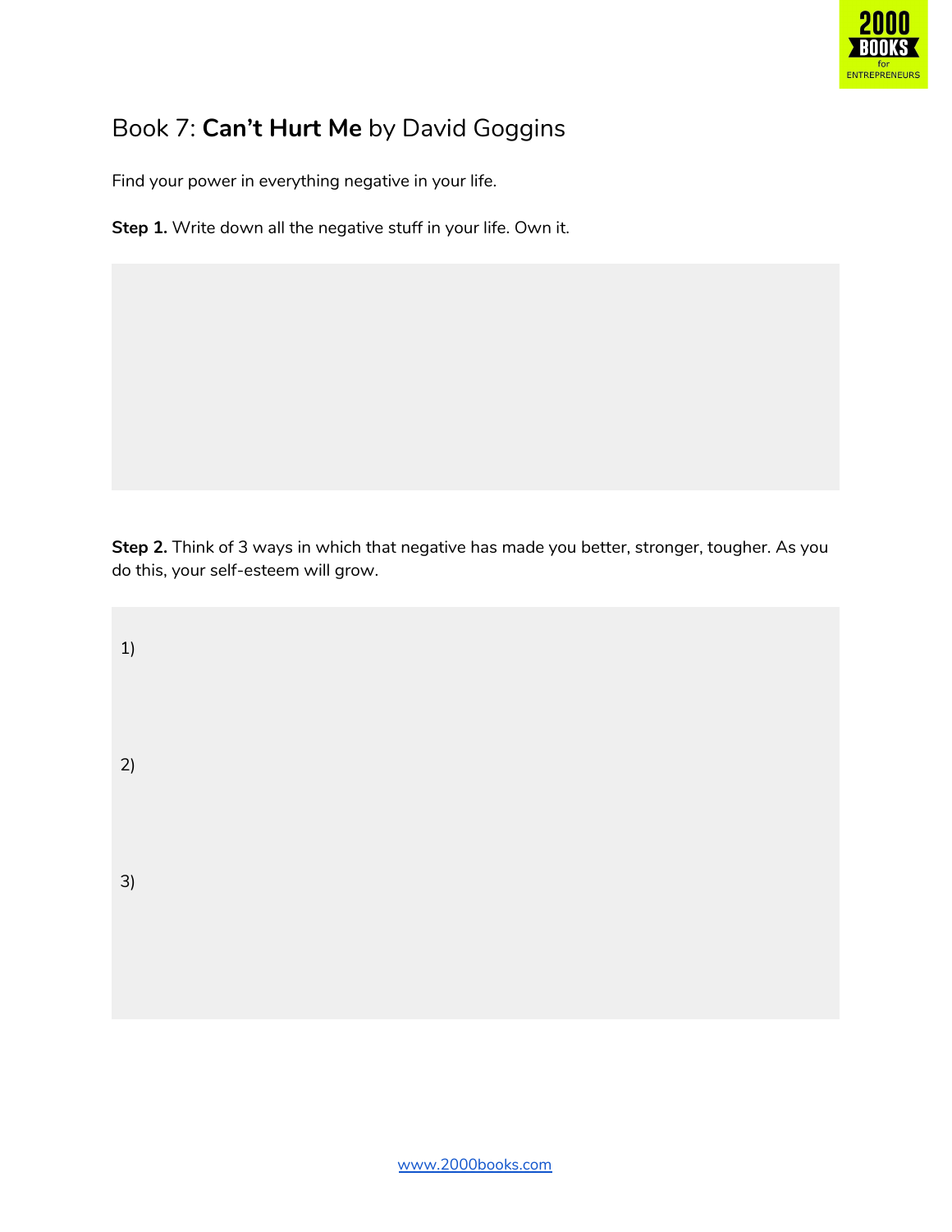# Book 7: **Can't Hurt Me** by David Goggins

Find your power in everything negative in your life.

**Step 1.** Write down all the negative stuff in your life. Own it.

**Step 2.** Think of 3 ways in which that negative has made you better, stronger, tougher. As you do this, your self-esteem will grow.

1)

2)

3)

www.2000books.com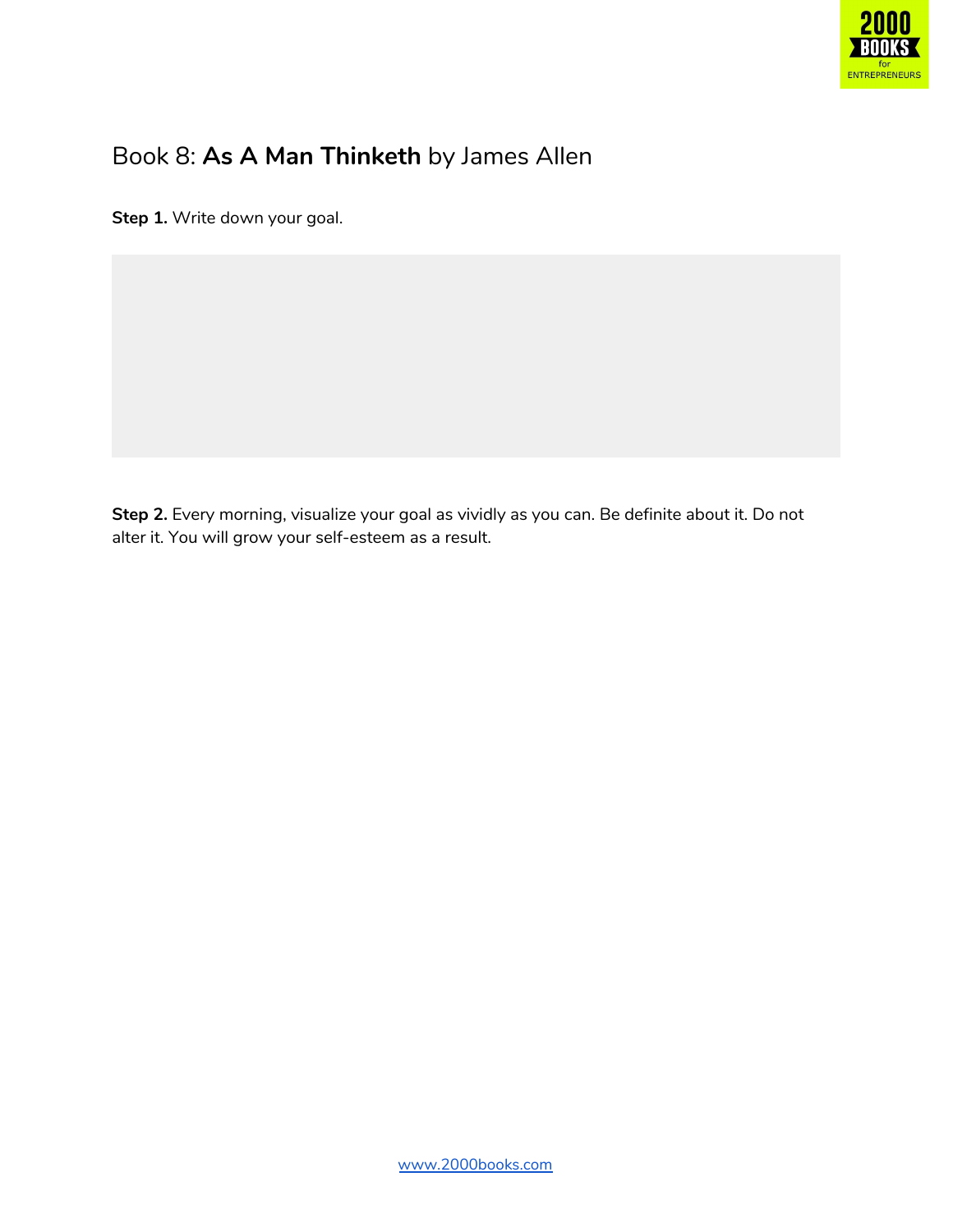# Book 8: **As A Man Thinketh** by James Allen

**Step 1.** Write down your goal.

**Step 2.** Every morning, visualize your goal as vividly as you can. Be definite about it. Do not alter it. You will grow your self-esteem as a result.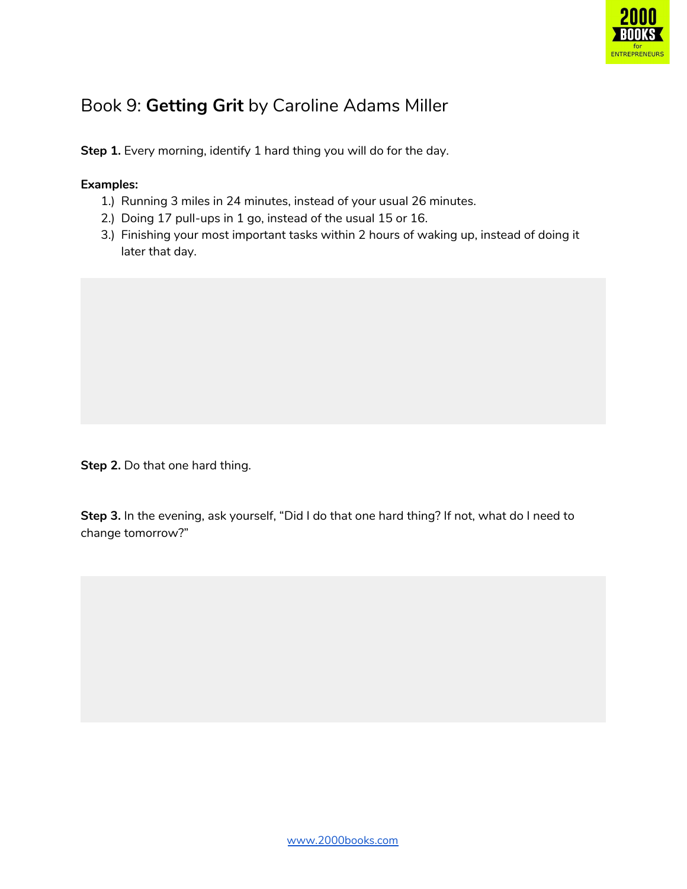# Book 9: **Getting Grit** by Caroline Adams Miller

**Step 1.** Every morning, identify 1 hard thing you will do for the day.

**Examples:**

1.) Running 3 miles in 24 minutes, instead of your usual 26 minutes.
2.) Doing 17 pull-ups in 1 go, instead of the usual 15 or 16.
3.) Finishing your most important tasks within 2 hours of waking up, instead of doing it later that day.

**Step 2.** Do that one hard thing.

**Step 3.** In the evening, ask yourself, "Did I do that one hard thing? If not, what do I need to change tomorrow?"

www.2000books.com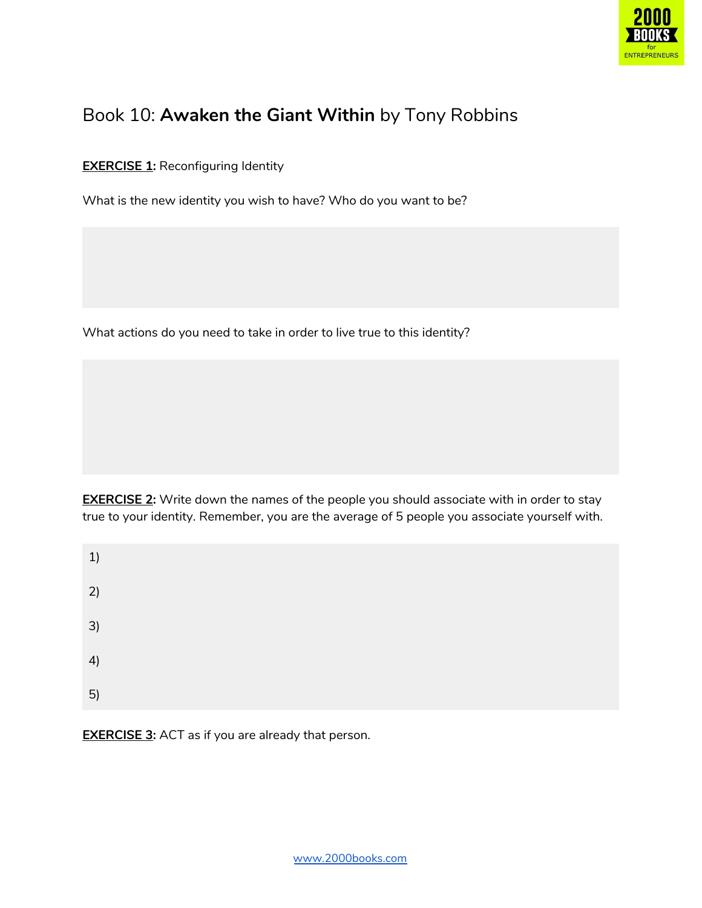# Book 10: **Awaken the Giant Within** by Tony Robbins

**EXERCISE 1:** Reconfiguring Identity

What is the new identity you wish to have? Who do you want to be?

What actions do you need to take in order to live true to this identity?

**EXERCISE 2:** Write down the names of the people you should associate with in order to stay true to your identity. Remember, you are the average of 5 people you associate yourself with.

1)

2)

3)

4)

5)

**EXERCISE 3:** ACT as if you are already that person.

www.2000books.com